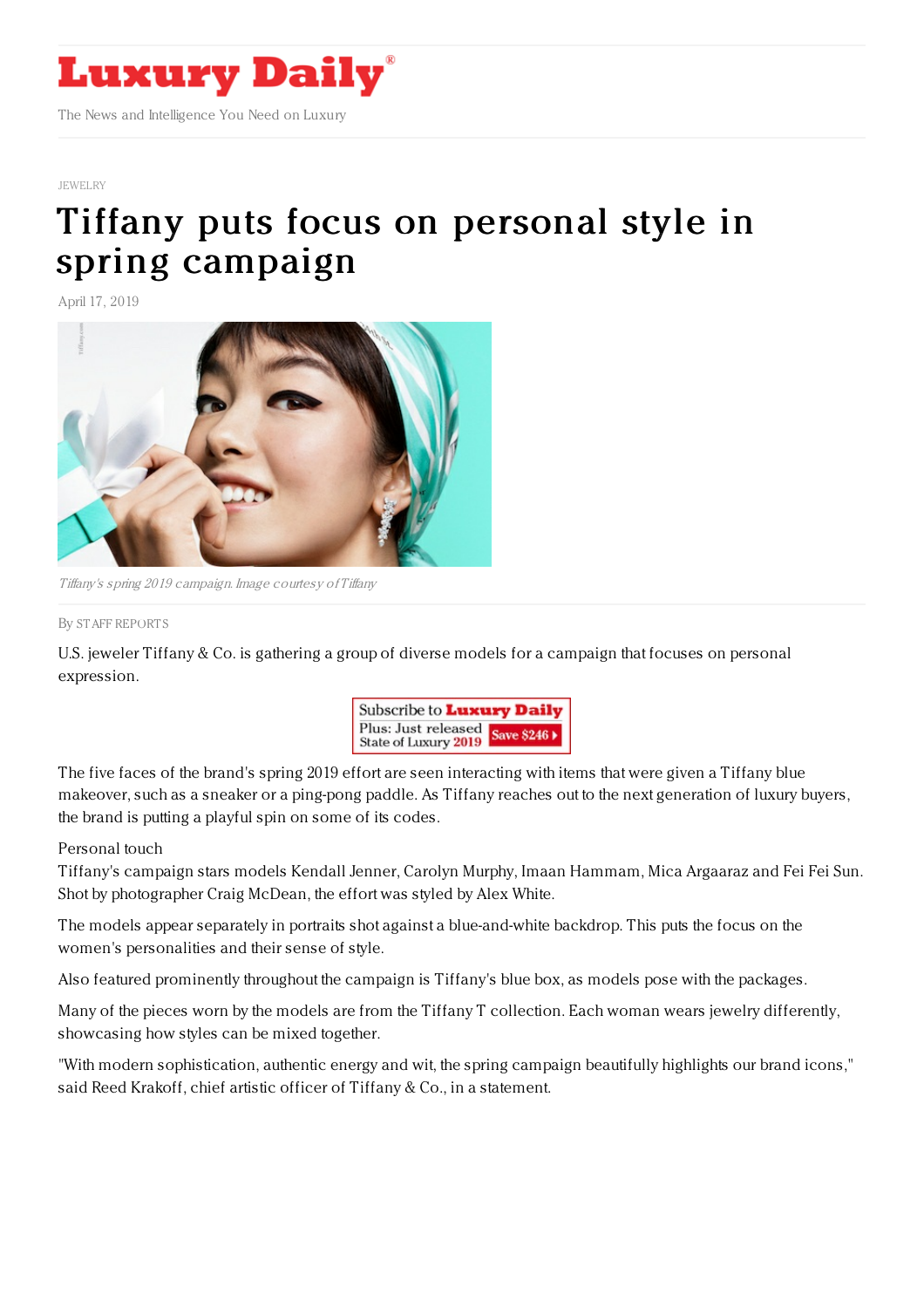# Luxury Daily

The News and Intelligence You Need on Luxury

JEWELRY

# Tiffany puts focus on personal style in spring campaign

April 17, 2019

*Tiffany's spring 2019 campaign. Image courtesy of Tiffany*

By STAFF REPORTS

U.S. jeweler Tiffany & Co. is gathering a group of diverse models for a campaign that focuses on personal expression.

Subscribe to **Luxury Daily**
Plus: Just released State of Luxury **2019** Save $246

The five faces of the brand's spring 2019 effort are seen interacting with items that were given a Tiffany blue makeover, such as a sneaker or a ping-pong paddle. As Tiffany reaches out to the next generation of luxury buyers, the brand is putting a playful spin on some of its codes.

## Personal touch

Tiffany's campaign stars models Kendall Jenner, Carolyn Murphy, Imaan Hammam, Mica Argaaraz and Fei Fei Sun. Shot by photographer Craig McDean, the effort was styled by Alex White.

The models appear separately in portraits shot against a blue-and-white backdrop. This puts the focus on the women's personalities and their sense of style.

Also featured prominently throughout the campaign is Tiffany's blue box, as models pose with the packages.

Many of the pieces worn by the models are from the Tiffany T collection. Each woman wears jewelry differently, showcasing how styles can be mixed together.

"With modern sophistication, authentic energy and wit, the spring campaign beautifully highlights our brand icons," said Reed Krakoff, chief artistic officer of Tiffany & Co., in a statement.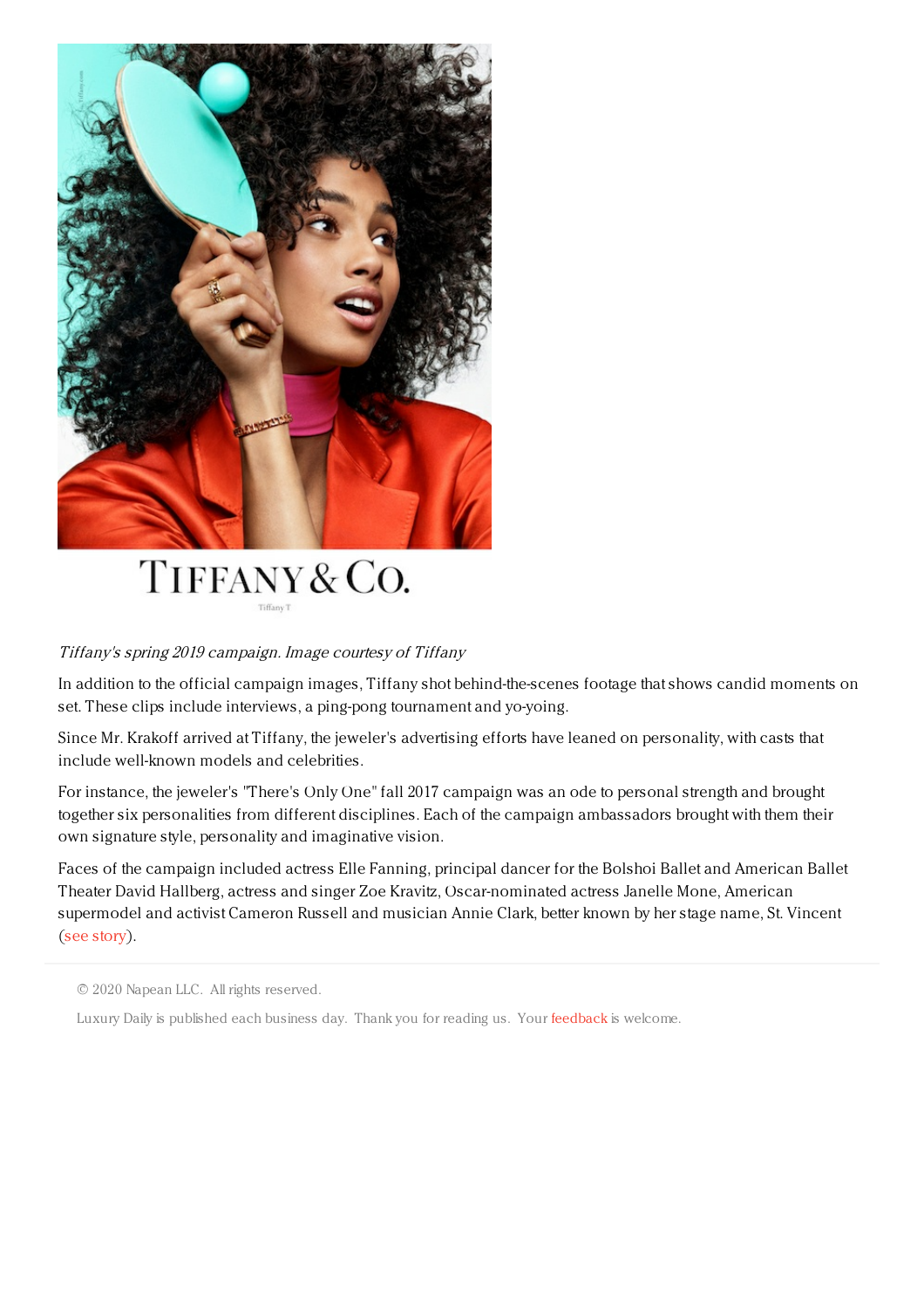*Tiffany's spring 2019 campaign. Image courtesy of Tiffany*

In addition to the official campaign images, Tiffany shot behind-the-scenes footage that shows candid moments on set. These clips include interviews, a ping-pong tournament and yo-yoing.

Since Mr. Krakoff arrived at Tiffany, the jeweler's advertising efforts have leaned on personality, with casts that include well-known models and celebrities.

For instance, the jeweler's "There's Only One" fall 2017 campaign was an ode to personal strength and brought together six personalities from different disciplines. Each of the campaign ambassadors brought with them their own signature style, personality and imaginative vision.

Faces of the campaign included actress Elle Fanning, principal dancer for the Bolshoi Ballet and American Ballet Theater David Hallberg, actress and singer Zoe Kravitz, Oscar-nominated actress Janelle Mone, American supermodel and activist Cameron Russell and musician Annie Clark, better known by her stage name, St. Vincent (see story).

© 2020 Napean LLC. All rights reserved.

Luxury Daily is published each business day. Thank you for reading us. Your feedback is welcome.